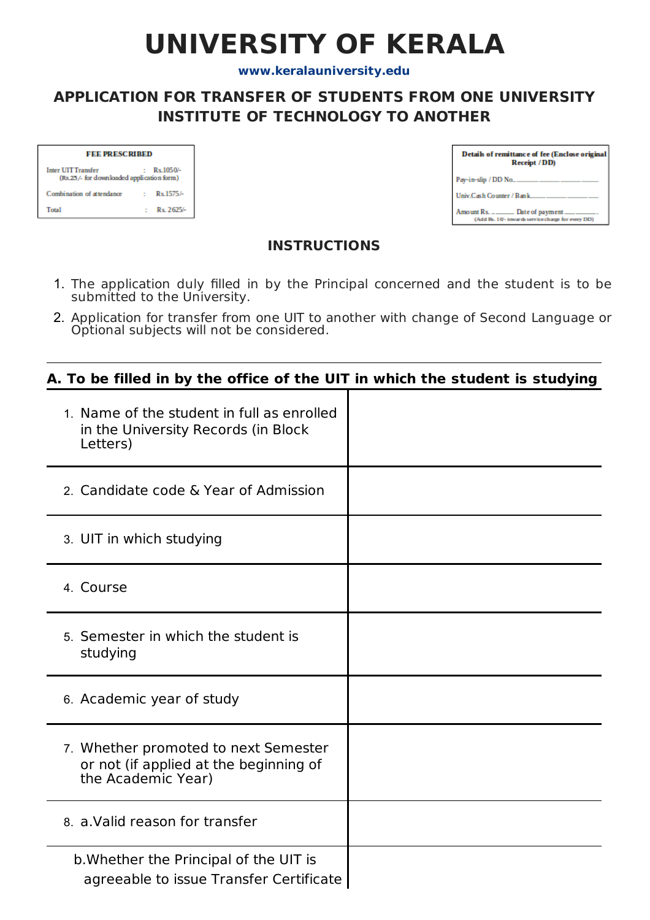# UNIVERSITY OF KERALA

www.keralauniversity.edu

## APPLICATION FOR TRANSFER OF STUDENTS FROM ONE UNIVERSITY INSTITUTE OF TECHNOLOGY TO ANOTHER

| FEE PRESCRIBED | | |
|---|---|---|
| Inter UIT Transfer (Rs.25/- for downloaded application form) | : | Rs.1050/- |
| Combination of attendance | : | Rs.1575/- |
| Total | : | Rs. 2625/- |

**Details of remittance of fee (Enclose original Receipt / DD)**

Pay-in-slip / DD No.........................................

Univ.Cash Counter / Bank.........................................

Amount Rs. ............ Date of payment ....................
(Add Rs. 10/- towards service charge for every DD)

### INSTRUCTIONS

1. The application duly filled in by the Principal concerned and the student is to be submitted to the University.
2. Application for transfer from one UIT to another with change of Second Language or Optional subjects will not be considered.

**A. To be filled in by the office of the UIT in which the student is studying**

| | |
|---|---|
| 1. Name of the student in full as enrolled in the University Records (in Block Letters) | |
| 2. Candidate code & Year of Admission | |
| 3. UIT in which studying | |
| 4. Course | |
| 5. Semester in which the student is studying | |
| 6. Academic year of study | |
| 7. Whether promoted to next Semester or not (if applied at the beginning of the Academic Year) | |
| 8. a.Valid reason for transfer | |
| b.Whether the Principal of the UIT is agreeable to issue Transfer Certificate | |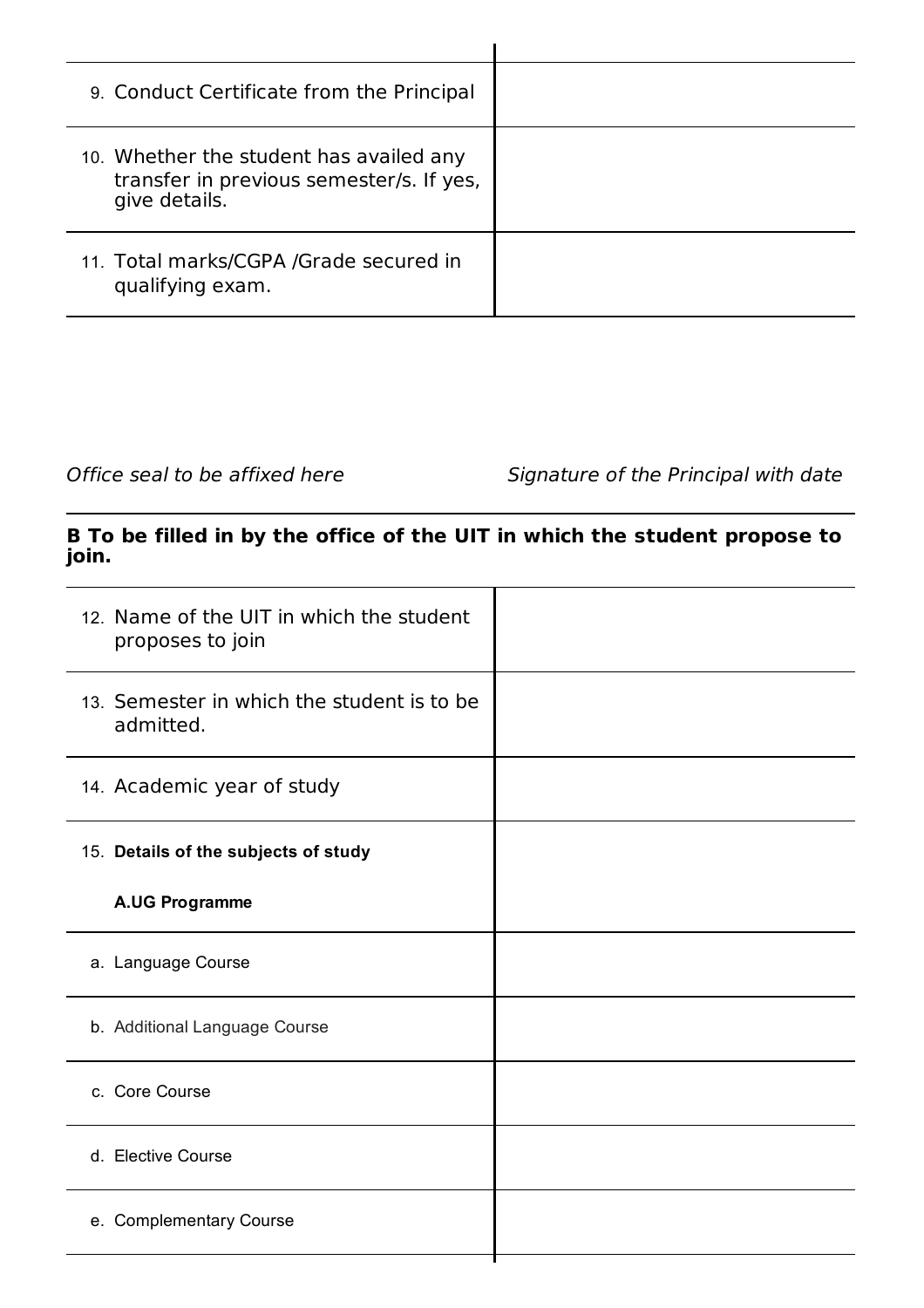| | |
|---|---|
| 9. Conduct Certificate from the Principal | |
| 10. Whether the student has availed any transfer in previous semester/s. If yes, give details. | |
| 11. Total marks/CGPA /Grade secured in qualifying exam. | |

*Office seal to be affixed here* *Signature of the Principal with date*

**B To be filled in by the office of the UIT in which the student propose to join.**

| | |
|---|---|
| 12. Name of the UIT in which the student proposes to join | |
| 13. Semester in which the student is to be admitted. | |
| 14. Academic year of study | |
| 15. **Details of the subjects of study**<br><br>**A.UG Programme** | |
| a. Language Course | |
| b. Additional Language Course | |
| c. Core Course | |
| d. Elective Course | |
| e. Complementary Course | |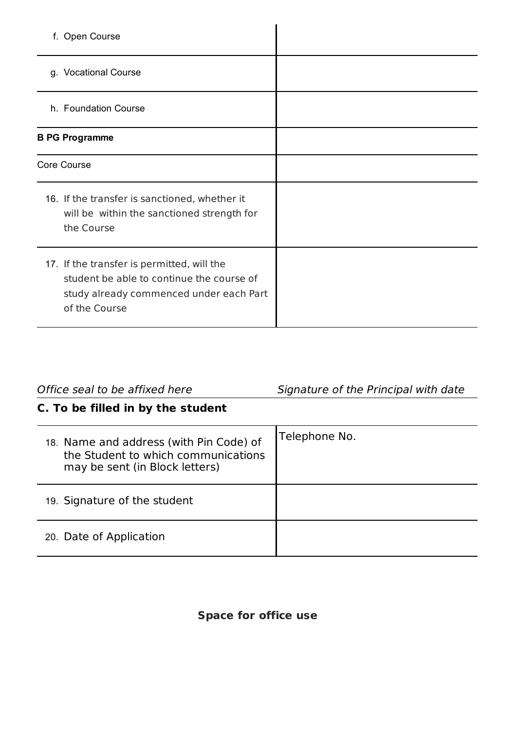| | |
|---|---|
| f. Open Course | |
| g. Vocational Course | |
| h. Foundation Course | |
| **B PG Programme** | |
| Core Course | |
| 16. If the transfer is sanctioned, whether it will be within the sanctioned strength for the Course | |
| 17. If the transfer is permitted, will the student be able to continue the course of study already commenced under each Part of the Course | |

*Office seal to be affixed here* *Signature of the Principal with date*

**C. To be filled in by the student**

| | |
|---|---|
| 18. Name and address (with Pin Code) of the Student to which communications may be sent (in Block letters) | Telephone No. |
| 19. Signature of the student | |
| 20. Date of Application | |

**Space for office use**